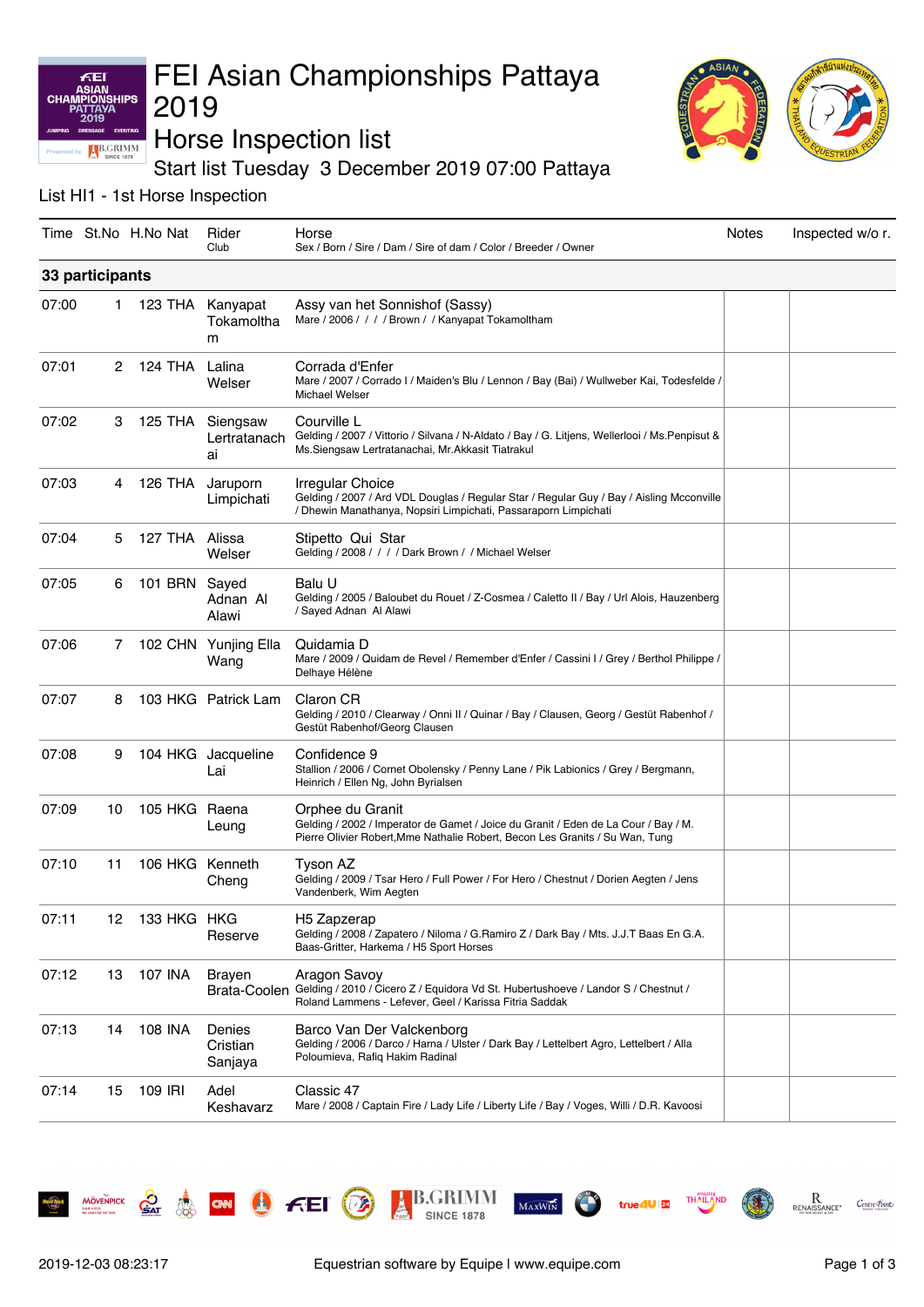# FEI Asian Championships Pattaya 2019

## Horse Inspection list

### Start list Tuesday 3 December 2019 07:00 Pattaya

List HI1 - 1st Horse Inspection

| Time | St.No | H.No | Nat | Rider<br>Club | Horse<br>Sex / Born / Sire / Dam / Sire of dam / Color / Breeder / Owner | Notes | Inspected w/o r. |
|---|---|---|---|---|---|---|---|
| **33 participants** | | | | | | | |
| 07:00 | 1 | 123 | THA | Kanyapat Tokamoltham | Assy van het Sonnishof (Sassy)<br>Mare / 2006 / / / / Brown / / Kanyapat Tokamoltham | | |
| 07:01 | 2 | 124 | THA | Lalina Welser | Corrada d'Enfer<br>Mare / 2007 / Corrado I / Maiden's Blu / Lennon / Bay (Bai) / Wullweber Kai, Todesfelde / Michael Welser | | |
| 07:02 | 3 | 125 | THA | Siengsaw Lertratanachai | Courville L<br>Gelding / 2007 / Vittorio / Silvana / N-Aldato / Bay / G. Litjens, Wellerlooi / Ms.Penpisut & Ms.Siengsaw Lertratanachai, Mr.Akkasit Tiatrakul | | |
| 07:03 | 4 | 126 | THA | Jaruporn Limpichati | Irregular Choice<br>Gelding / 2007 / Ard VDL Douglas / Regular Star / Regular Guy / Bay / Aisling Mcconville / Dhewin Manathanya, Nopsiri Limpichati, Passaraporn Limpichati | | |
| 07:04 | 5 | 127 | THA | Alissa Welser | Stipetto Qui Star<br>Gelding / 2008 / / / / Dark Brown / / Michael Welser | | |
| 07:05 | 6 | 101 | BRN | Sayed Adnan Al Alawi | Balu U<br>Gelding / 2005 / Baloubet du Rouet / Z-Cosmea / Caletto II / Bay / Url Alois, Hauzenberg / Sayed Adnan Al Alawi | | |
| 07:06 | 7 | 102 | CHN | Yunjing Ella Wang | Quidamia D<br>Mare / 2009 / Quidam de Revel / Remember d'Enfer / Cassini I / Grey / Berthol Philippe / Delhaye Hélène | | |
| 07:07 | 8 | 103 | HKG | Patrick Lam | Claron CR<br>Gelding / 2010 / Clearway / Onni II / Quinar / Bay / Clausen, Georg / Gestüt Rabenhof / Gestüt Rabenhof/Georg Clausen | | |
| 07:08 | 9 | 104 | HKG | Jacqueline Lai | Confidence 9<br>Stallion / 2006 / Cornet Obolensky / Penny Lane / Pik Labionics / Grey / Bergmann, Heinrich / Ellen Ng, John Byrialsen | | |
| 07:09 | 10 | 105 | HKG | Raena Leung | Orphee du Granit<br>Gelding / 2002 / Imperator de Gamet / Joice du Granit / Eden de La Cour / Bay / M. Pierre Olivier Robert,Mme Nathalie Robert, Becon Les Granits / Su Wan, Tung | | |
| 07:10 | 11 | 106 | HKG | Kenneth Cheng | Tyson AZ<br>Gelding / 2009 / Tsar Hero / Full Power / For Hero / Chestnut / Dorien Aegten / Jens Vandenberk, Wim Aegten | | |
| 07:11 | 12 | 133 | HKG | HKG Reserve | H5 Zapzerap<br>Gelding / 2008 / Zapatero / Niloma / G.Ramiro Z / Dark Bay / Mts. J.J.T Baas En G.A. Baas-Gritter, Harkema / H5 Sport Horses | | |
| 07:12 | 13 | 107 | INA | Brayen Brata-Coolen | Aragon Savoy<br>Gelding / 2010 / Cicero Z / Equidora Vd St. Hubertushoeve / Landor S / Chestnut / Roland Lammens - Lefever, Geel / Karissa Fitria Saddak | | |
| 07:13 | 14 | 108 | INA | Denies Cristian Sanjaya | Barco Van Der Valckenborg<br>Gelding / 2006 / Darco / Harna / Ulster / Dark Bay / Lettelbert Agro, Lettelbert / Alla Poloumieva, Rafiq Hakim Radinal | | |
| 07:14 | 15 | 109 | IRI | Adel Keshavarz | Classic 47<br>Mare / 2008 / Captain Fire / Lady Life / Liberty Life / Bay / Voges, Willi / D.R. Kavoosi | | |

2019-12-03 08:23:17 — Equestrian software by Equipe | www.equipe.com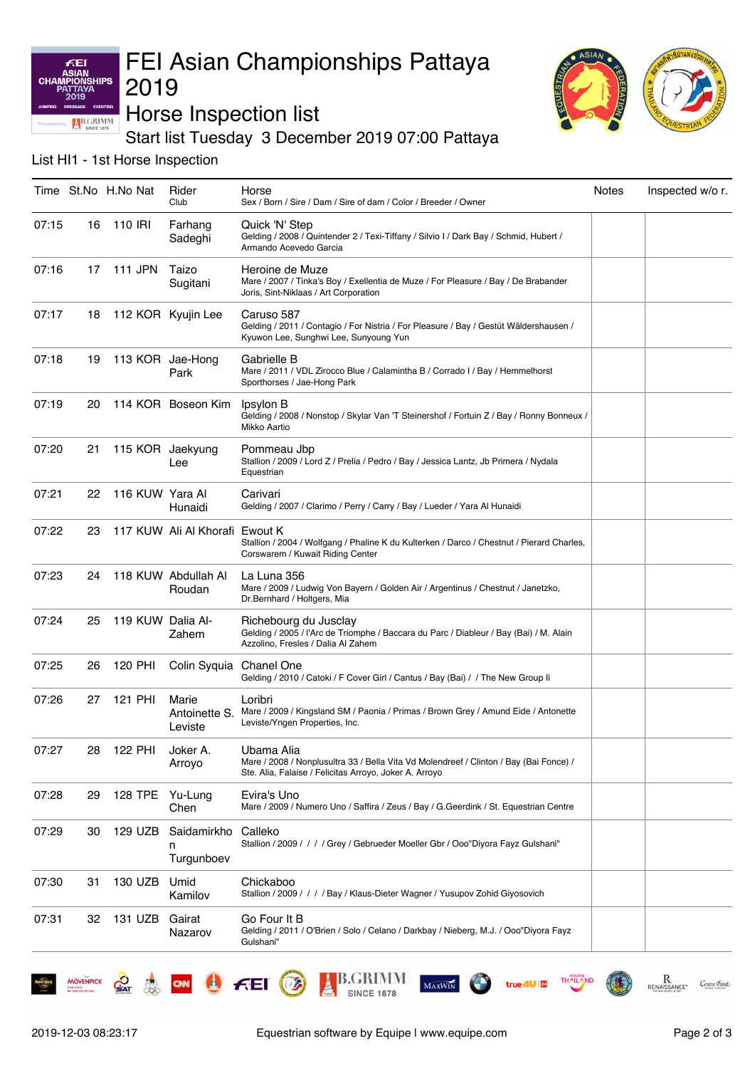# FEI Asian Championships Pattaya 2019

## Horse Inspection list

### Start list Tuesday 3 December 2019 07:00 Pattaya

List HI1 - 1st Horse Inspection

| Time | St.No | H.No | Nat | Rider<br>Club | Horse<br>Sex / Born / Sire / Dam / Sire of dam / Color / Breeder / Owner | Notes | Inspected w/o r. |
|---|---|---|---|---|---|---|---|
| 07:15 | 16 | 110 | IRI | Farhang Sadeghi | Quick 'N' Step<br>Gelding / 2008 / Quintender 2 / Texi-Tiffany / Silvio I / Dark Bay / Schmid, Hubert / Armando Acevedo Garcia | | |
| 07:16 | 17 | 111 | JPN | Taizo Sugitani | Heroine de Muze<br>Mare / 2007 / Tinka's Boy / Exellentia de Muze / For Pleasure / Bay / De Brabander Joris, Sint-Niklaas / Art Corporation | | |
| 07:17 | 18 | 112 | KOR | Kyujin Lee | Caruso 587<br>Gelding / 2011 / Contagio / For Nistria / For Pleasure / Bay / Gestüt Wäldershausen / Kyuwon Lee, Sunghwi Lee, Sunyoung Yun | | |
| 07:18 | 19 | 113 | KOR | Jae-Hong Park | Gabrielle B<br>Mare / 2011 / VDL Zirocco Blue / Calamintha B / Corrado I / Bay / Hemmelhorst Sporthorses / Jae-Hong Park | | |
| 07:19 | 20 | 114 | KOR | Boseon Kim | Ipsylon B<br>Gelding / 2008 / Nonstop / Skylar Van 'T Steinershof / Fortuin Z / Bay / Ronny Bonneux / Mikko Aartio | | |
| 07:20 | 21 | 115 | KOR | Jaekyung Lee | Pommeau Jbp<br>Stallion / 2009 / Lord Z / Prelia / Pedro / Bay / Jessica Lantz, Jb Primera / Nydala Equestrian | | |
| 07:21 | 22 | 116 | KUW | Yara Al Hunaidi | Carivari<br>Gelding / 2007 / Clarimo / Perry / Carry / Bay / Lueder / Yara Al Hunaidi | | |
| 07:22 | 23 | 117 | KUW | Ali Al Khorafi | Ewout K<br>Stallion / 2004 / Wolfgang / Phaline K du Kulterken / Darco / Chestnut / Pierard Charles, Corswarem / Kuwait Riding Center | | |
| 07:23 | 24 | 118 | KUW | Abdullah Al Roudan | La Luna 356<br>Mare / 2009 / Ludwig Von Bayern / Golden Air / Argentinus / Chestnut / Janetzko, Dr.Bernhard / Holtgers, Mia | | |
| 07:24 | 25 | 119 | KUW | Dalia Al-Zahem | Richebourg du Juscl ay<br>Gelding / 2005 / l'Arc de Triomphe / Baccara du Parc / Diableur / Bay (Bai) / M. Alain Azzolino, Fresles / Dalia Al Zahem | | |
| 07:25 | 26 | 120 | PHI | Colin Syquia | Chanel One<br>Gelding / 2010 / Catoki / F Cover Girl / Cantus / Bay (Bai) / / The New Group Ii | | |
| 07:26 | 27 | 121 | PHI | Marie Antoinette S. Leviste | Loribri<br>Mare / 2009 / Kingsland SM / Paonia / Primas / Brown Grey / Amund Eide / Antonette Leviste/Yngen Properties, Inc. | | |
| 07:27 | 28 | 122 | PHI | Joker A. Arroyo | Ubama Alia<br>Mare / 2008 / Nonplusultra 33 / Bella Vita Vd Molendreef / Clinton / Bay (Bai Fonce) / Ste. Alia, Falaise / Felicitas Arroyo, Joker A. Arroyo | | |
| 07:28 | 29 | 128 | TPE | Yu-Lung Chen | Evira's Uno<br>Mare / 2009 / Numero Uno / Saffira / Zeus / Bay / G.Geerdink / St. Equestrian Centre | | |
| 07:29 | 30 | 129 | UZB | Saidamirkhon Turgunboev | Calleko<br>Stallion / 2009 / / / / Grey / Gebrueder Moeller Gbr / Ooo"Diyora Fayz Gulshani" | | |
| 07:30 | 31 | 130 | UZB | Umid Kamilov | Chickaboo<br>Stallion / 2009 / / / / Bay / Klaus-Dieter Wagner / Yusupov Zohid Giyosovich | | |
| 07:31 | 32 | 131 | UZB | Gairat Nazarov | Go Four It B<br>Gelding / 2011 / O'Brien / Solo / Celano / Darkbay / Nieberg, M.J. / Ooo"Diyora Fayz Gulshani" | | |

2019-12-03 08:23:17 — Equestrian software by Equipe | www.equipe.com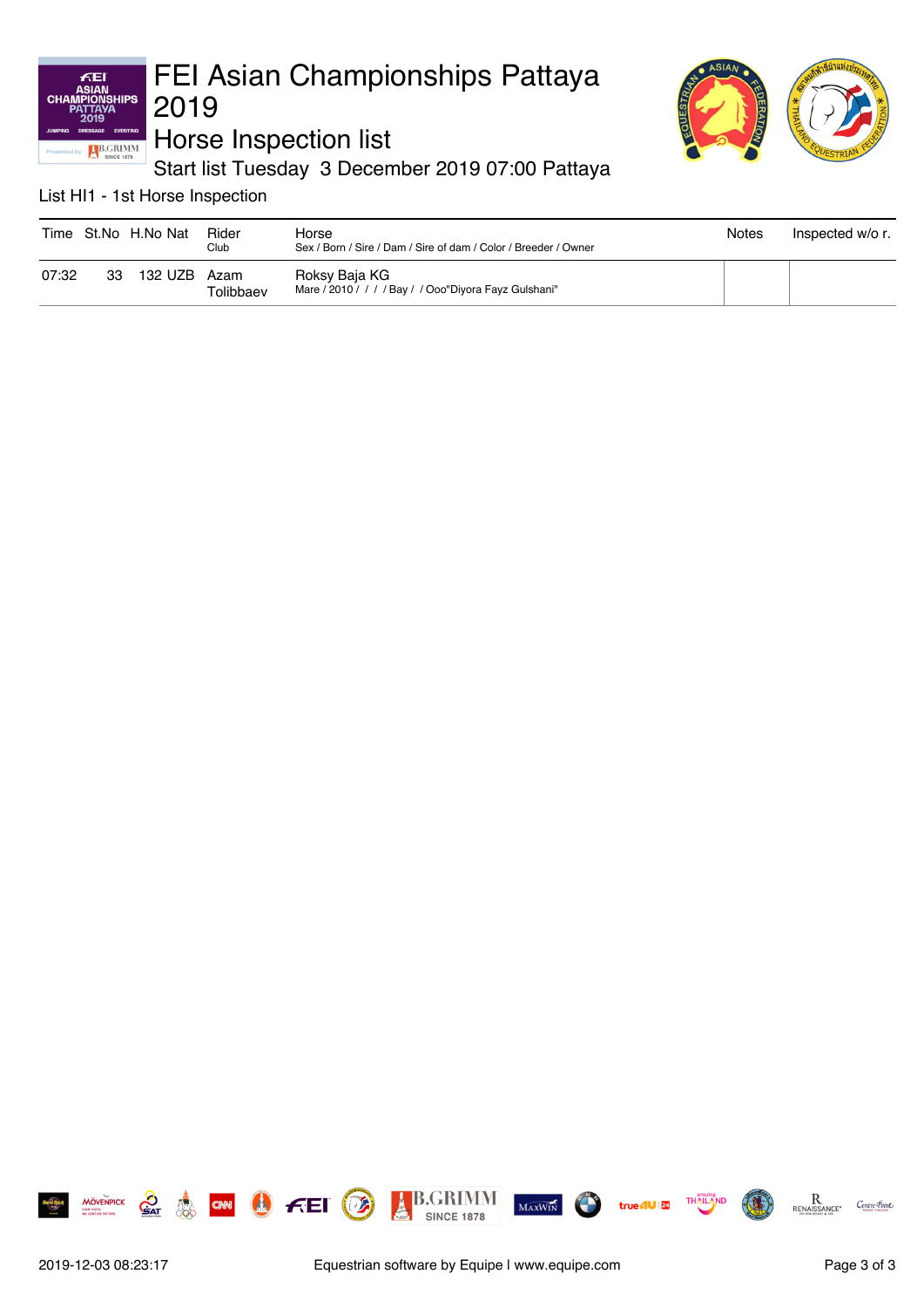# FEI Asian Championships Pattaya 2019

## Horse Inspection list

### Start list Tuesday 3 December 2019 07:00 Pattaya

List HI1 - 1st Horse Inspection

| Time | St.No | H.No | Nat | Rider<br>Club | Horse<br>Sex / Born / Sire / Dam / Sire of dam / Color / Breeder / Owner | Notes | Inspected w/o r. |
|---|---|---|---|---|---|---|---|
| 07:32 | 33 | 132 | UZB | Azam Tolibbaev | Roksy Baja KG<br>Mare / 2010 / / / / Bay / / Ooo"Diyora Fayz Gulshani" | | |

2019-12-03 08:23:17

Equestrian software by Equipe | www.equipe.com